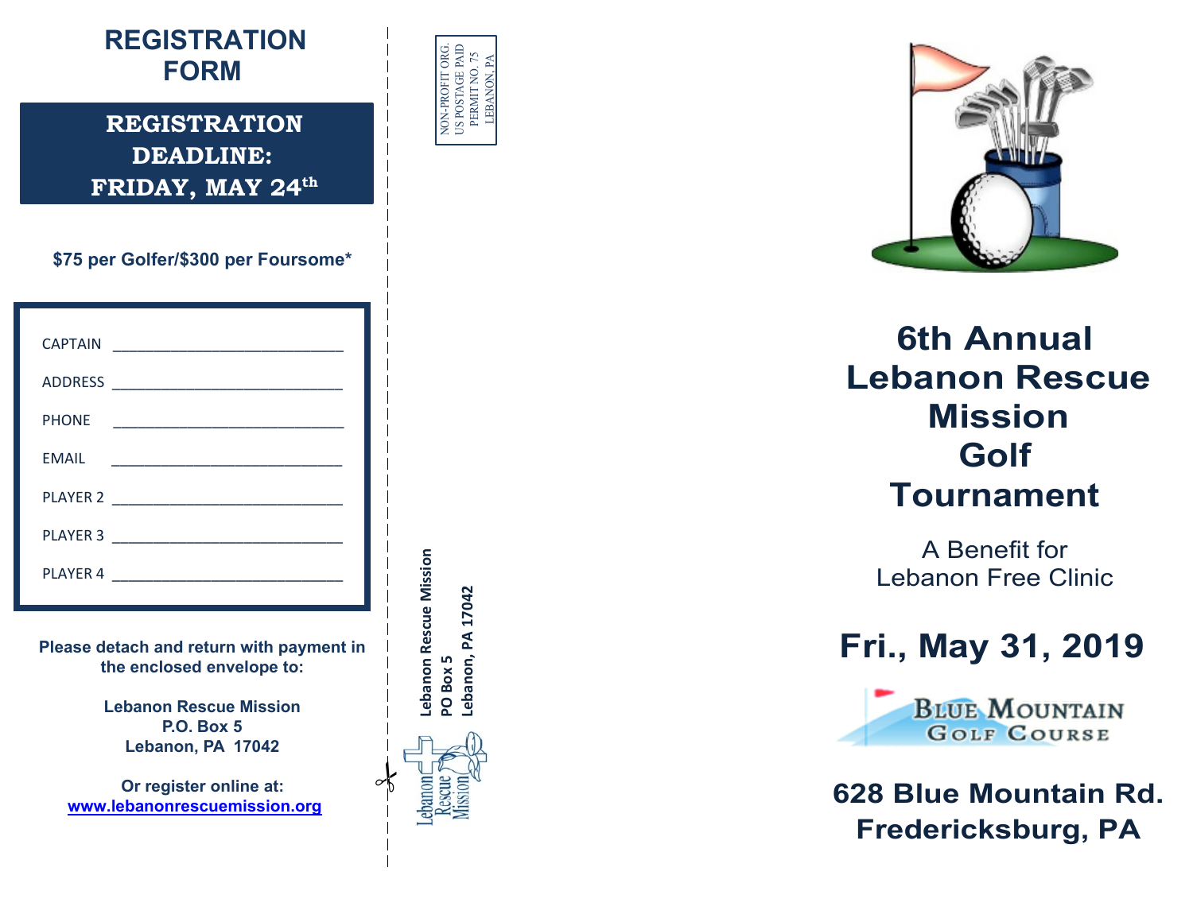# REGISTRATION FORM

**REGISTRATION DEADLINE: FRIDAY, MAY 24th**

**$75 per Golfer/$300 per Foursome***

CAPTAIN ____________________________

ADDRESS ____________________________

PHONE ____________________________

EMAIL ____________________________

PLAYER 2 ____________________________

PLAYER 3 ____________________________

PLAYER 4 ____________________________

**Please detach and return with payment in the enclosed envelope to:**

**Lebanon Rescue Mission**
**P.O. Box 5**
**Lebanon, PA 17042**

**Or register online at:**
**www.lebanonrescuemission.org**

---

NON-PROFIT ORG.
US POSTAGE PAID
PERMIT NO. 75
LEBANON, PA

**Lebanon Rescue Mission**
**PO Box 5**
**Lebanon, PA 17042**

Lebanon Rescue Mission

---

# 6th Annual Lebanon Rescue Mission Golf Tournament

A Benefit for
Lebanon Free Clinic

## Fri., May 31, 2019

Blue Mountain Golf Course

**628 Blue Mountain Rd.**
**Fredericksburg, PA**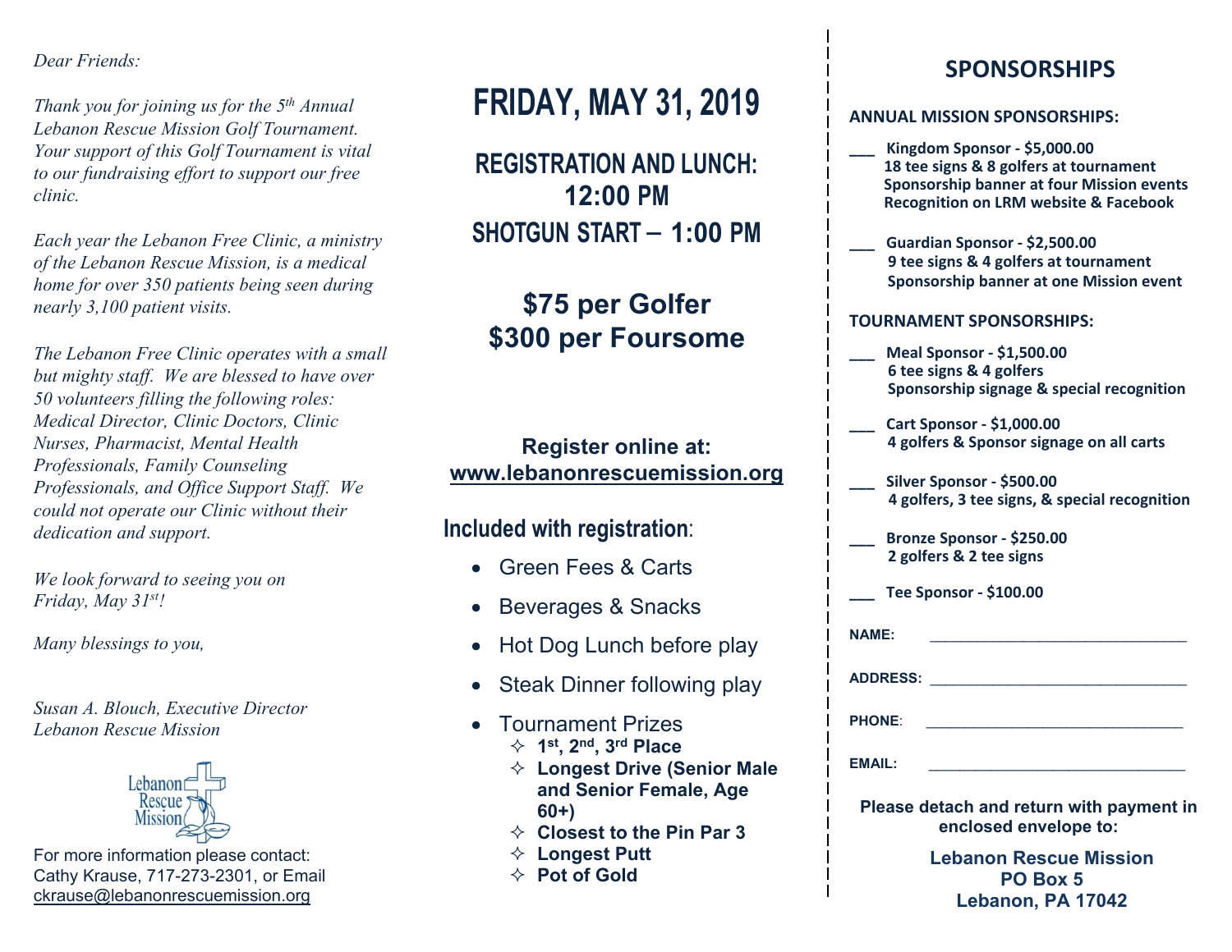*Dear Friends:*

*Thank you for joining us for the 5th Annual Lebanon Rescue Mission Golf Tournament. Your support of this Golf Tournament is vital to our fundraising effort to support our free clinic.*

*Each year the Lebanon Free Clinic, a ministry of the Lebanon Rescue Mission, is a medical home for over 350 patients being seen during nearly 3,100 patient visits.*

*The Lebanon Free Clinic operates with a small but mighty staff. We are blessed to have over 50 volunteers filling the following roles: Medical Director, Clinic Doctors, Clinic Nurses, Pharmacist, Mental Health Professionals, Family Counseling Professionals, and Office Support Staff. We could not operate our Clinic without their dedication and support.*

*We look forward to seeing you on Friday, May 31st!*

*Many blessings to you,*

*Susan A. Blouch, Executive Director*
*Lebanon Rescue Mission*

Lebanon Rescue Mission

For more information please contact:
Cathy Krause, 717-273-2301, or Email
ckrause@lebanonrescuemission.org

# FRIDAY, MAY 31, 2019

## REGISTRATION AND LUNCH: 12:00 PM

## SHOTGUN START – 1:00 PM

## $75 per Golfer
## $300 per Foursome

**Register online at:**
**www.lebanonrescuemission.org**

## Included with registration:

- Green Fees & Carts
- Beverages & Snacks
- Hot Dog Lunch before play
- Steak Dinner following play
- Tournament Prizes
  - **1st, 2nd, 3rd Place**
  - **Longest Drive (Senior Male and Senior Female, Age 60+)**
  - **Closest to the Pin Par 3**
  - **Longest Putt**
  - **Pot of Gold**

## SPONSORSHIPS

**ANNUAL MISSION SPONSORSHIPS:**

___ **Kingdom Sponsor - $5,000.00**
**18 tee signs & 8 golfers at tournament**
**Sponsorship banner at four Mission events**
**Recognition on LRM website & Facebook**

___ **Guardian Sponsor - $2,500.00**
**9 tee signs & 4 golfers at tournament**
**Sponsorship banner at one Mission event**

**TOURNAMENT SPONSORSHIPS:**

___ **Meal Sponsor - $1,500.00**
**6 tee signs & 4 golfers**
**Sponsorship signage & special recognition**

___ **Cart Sponsor - $1,000.00**
**4 golfers & Sponsor signage on all carts**

___ **Silver Sponsor - $500.00**
**4 golfers, 3 tee signs, & special recognition**

___ **Bronze Sponsor - $250.00**
**2 golfers & 2 tee signs**

___ **Tee Sponsor - $100.00**

**NAME:** ______________________________

**ADDRESS:** ______________________________

**PHONE:** ______________________________

**EMAIL:** ______________________________

**Please detach and return with payment in enclosed envelope to:**

**Lebanon Rescue Mission**
**PO Box 5**
**Lebanon, PA 17042**